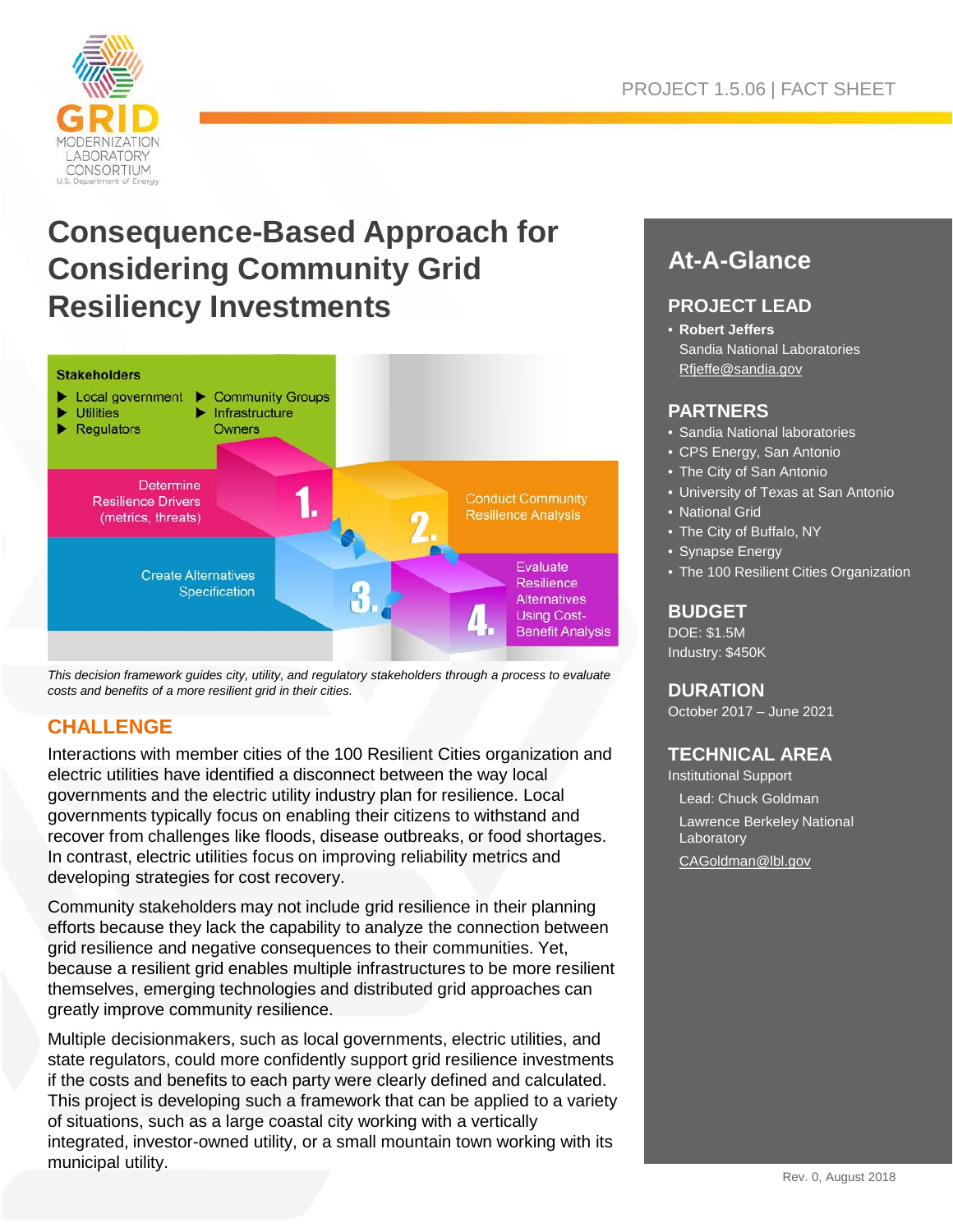PROJECT 1.5.06 | FACT SHEET

# Consequence-Based Approach for Considering Community Grid Resiliency Investments

**Stakeholders**
- Local government
- Utilities
- Regulators
- Community Groups
- Infrastructure Owners

1. Determine Resilience Drivers (metrics, threats)
2. Conduct Community Resilience Analysis
3. Create Alternatives Specification
4. Evaluate Resilience Alternatives Using Cost-Benefit Analysis

*This decision framework guides city, utility, and regulatory stakeholders through a process to evaluate costs and benefits of a more resilient grid in their cities.*

## CHALLENGE

Interactions with member cities of the 100 Resilient Cities organization and electric utilities have identified a disconnect between the way local governments and the electric utility industry plan for resilience. Local governments typically focus on enabling their citizens to withstand and recover from challenges like floods, disease outbreaks, or food shortages. In contrast, electric utilities focus on improving reliability metrics and developing strategies for cost recovery.

Community stakeholders may not include grid resilience in their planning efforts because they lack the capability to analyze the connection between grid resilience and negative consequences to their communities. Yet, because a resilient grid enables multiple infrastructures to be more resilient themselves, emerging technologies and distributed grid approaches can greatly improve community resilience.

Multiple decisionmakers, such as local governments, electric utilities, and state regulators, could more confidently support grid resilience investments if the costs and benefits to each party were clearly defined and calculated. This project is developing such a framework that can be applied to a variety of situations, such as a large coastal city working with a vertically integrated, investor-owned utility, or a small mountain town working with its municipal utility.

## At-A-Glance

### PROJECT LEAD
- **Robert Jeffers**
  Sandia National Laboratories
  Rfjeffe@sandia.gov

### PARTNERS
- Sandia National laboratories
- CPS Energy, San Antonio
- The City of San Antonio
- University of Texas at San Antonio
- National Grid
- The City of Buffalo, NY
- Synapse Energy
- The 100 Resilient Cities Organization

### BUDGET
DOE: $1.5M
Industry: $450K

### DURATION
October 2017 – June 2021

### TECHNICAL AREA
Institutional Support
Lead: Chuck Goldman
Lawrence Berkeley National Laboratory
CAGoldman@lbl.gov

Rev. 0, August 2018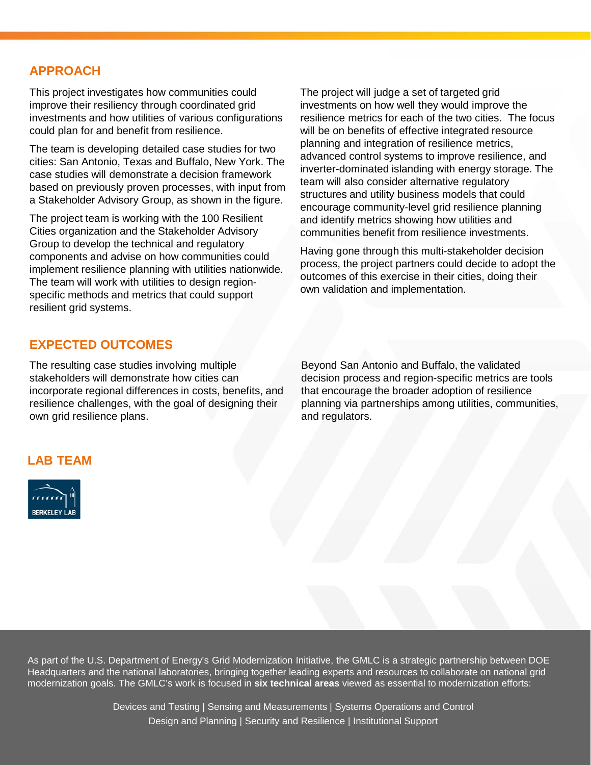## APPROACH

This project investigates how communities could improve their resiliency through coordinated grid investments and how utilities of various configurations could plan for and benefit from resilience.

The team is developing detailed case studies for two cities: San Antonio, Texas and Buffalo, New York. The case studies will demonstrate a decision framework based on previously proven processes, with input from a Stakeholder Advisory Group, as shown in the figure.

The project team is working with the 100 Resilient Cities organization and the Stakeholder Advisory Group to develop the technical and regulatory components and advise on how communities could implement resilience planning with utilities nationwide. The team will work with utilities to design region-specific methods and metrics that could support resilient grid systems.

The project will judge a set of targeted grid investments on how well they would improve the resilience metrics for each of the two cities. The focus will be on benefits of effective integrated resource planning and integration of resilience metrics, advanced control systems to improve resilience, and inverter-dominated islanding with energy storage. The team will also consider alternative regulatory structures and utility business models that could encourage community-level grid resilience planning and identify metrics showing how utilities and communities benefit from resilience investments.

Having gone through this multi-stakeholder decision process, the project partners could decide to adopt the outcomes of this exercise in their cities, doing their own validation and implementation.

## EXPECTED OUTCOMES

The resulting case studies involving multiple stakeholders will demonstrate how cities can incorporate regional differences in costs, benefits, and resilience challenges, with the goal of designing their own grid resilience plans.

Beyond San Antonio and Buffalo, the validated decision process and region-specific metrics are tools that encourage the broader adoption of resilience planning via partnerships among utilities, communities, and regulators.

## LAB TEAM

BERKELEY LAB

As part of the U.S. Department of Energy's Grid Modernization Initiative, the GMLC is a strategic partnership between DOE Headquarters and the national laboratories, bringing together leading experts and resources to collaborate on national grid modernization goals. The GMLC's work is focused in **six technical areas** viewed as essential to modernization efforts:

Devices and Testing | Sensing and Measurements | Systems Operations and Control
Design and Planning | Security and Resilience | Institutional Support